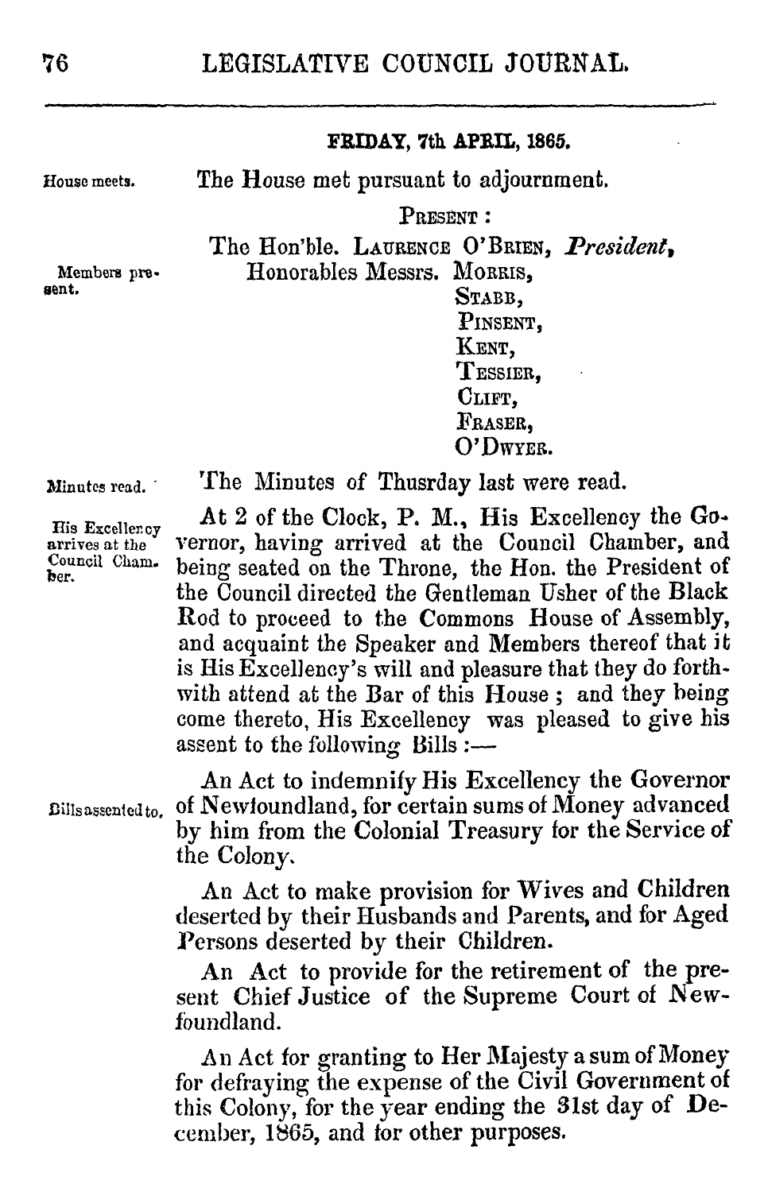### FRIDAY, 7th APRIL, 1865.

House meets.

The House met pursuant to adjournment.

PRESENT:

Members present.

The Hon'ble. LAURENCE O'BRIEN, *President*,
Honorables Messrs. MORRIS,
STABB,
PINSENT,
KENT,
TESSIER,
CLIFT,
FRASER,
O'DWYER.

Minutes read.

The Minutes of Thusrday last were read.

His Excellency arrives at the Council Chamber.

At 2 of the Clock, P. M., His Excellency the Governor, having arrived at the Council Chamber, and being seated on the Throne, the Hon. the President of the Council directed the Gentleman Usher of the Black Rod to proceed to the Commons House of Assembly, and acquaint the Speaker and Members thereof that it is His Excellency's will and pleasure that they do forthwith attend at the Bar of this House; and they being come thereto, His Excellency was pleased to give his assent to the following Bills:—

Bills assented to.

An Act to indemnify His Excellency the Governor of Newfoundland, for certain sums of Money advanced by him from the Colonial Treasury for the Service of the Colony.

An Act to make provision for Wives and Children deserted by their Husbands and Parents, and for Aged Persons deserted by their Children.

An Act to provide for the retirement of the present Chief Justice of the Supreme Court of Newfoundland.

An Act for granting to Her Majesty a sum of Money for defraying the expense of the Civil Government of this Colony, for the year ending the 31st day of December, 1865, and for other purposes.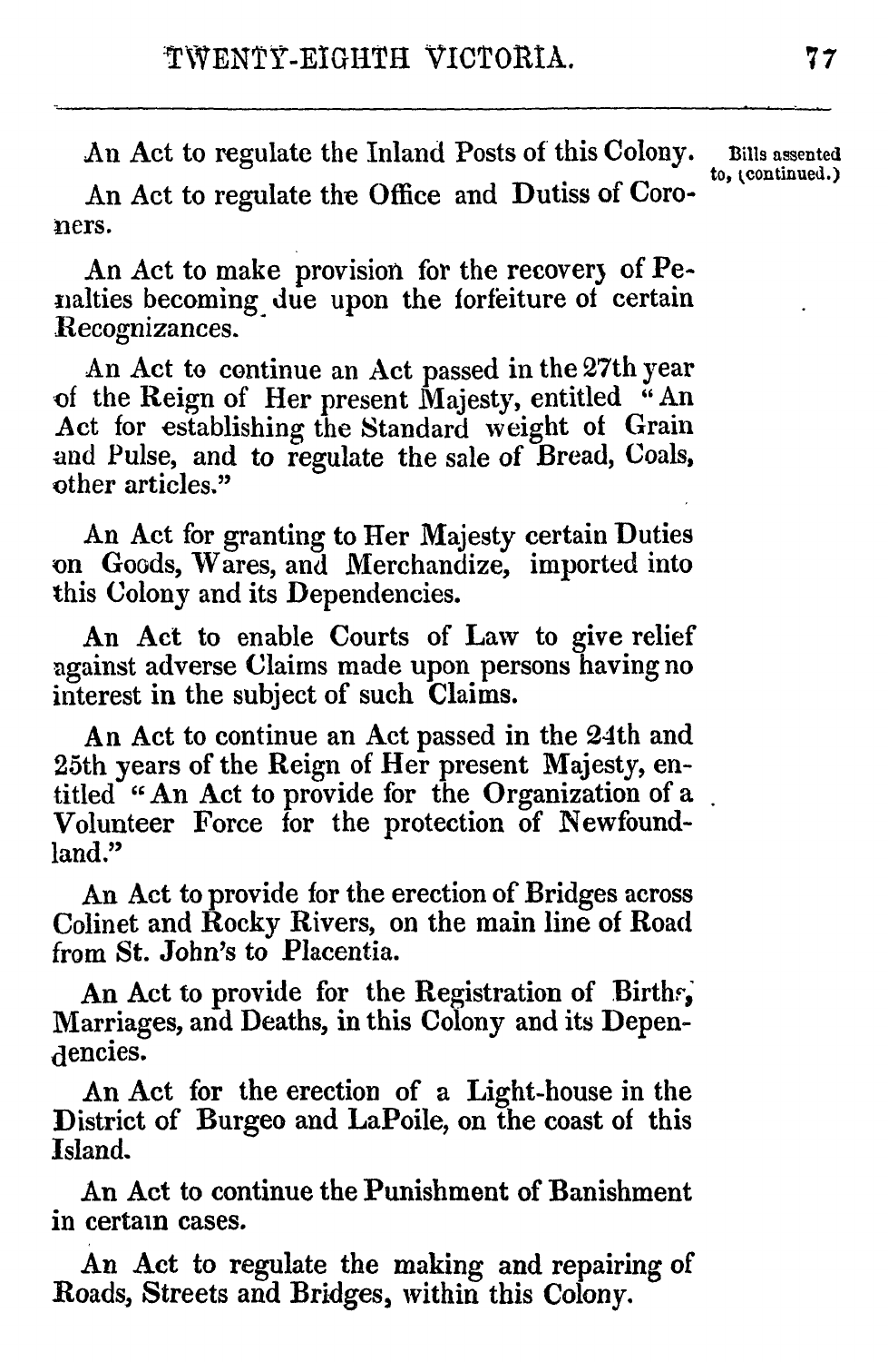Bills assented to, (continued.)

An Act to regulate the Inland Posts of this Colony.

An Act to regulate the Office and Dutiss of Coroners.

An Act to make provision for the recovery of Penalties becoming due upon the forfeiture of certain Recognizances.

An Act to continue an Act passed in the 27th year of the Reign of Her present Majesty, entitled "An Act for establishing the Standard weight of Grain and Pulse, and to regulate the sale of Bread, Coals, other articles."

An Act for granting to Her Majesty certain Duties on Goods, Wares, and Merchandize, imported into this Colony and its Dependencies.

An Act to enable Courts of Law to give relief against adverse Claims made upon persons having no interest in the subject of such Claims.

An Act to continue an Act passed in the 24th and 25th years of the Reign of Her present Majesty, entitled "An Act to provide for the Organization of a Volunteer Force for the protection of Newfoundland."

An Act to provide for the erection of Bridges across Colinet and Rocky Rivers, on the main line of Road from St. John's to Placentia.

An Act to provide for the Registration of Births, Marriages, and Deaths, in this Colony and its Dependencies.

An Act for the erection of a Light-house in the District of Burgeo and LaPoile, on the coast of this Island.

An Act to continue the Punishment of Banishment in certain cases.

An Act to regulate the making and repairing of Roads, Streets and Bridges, within this Colony.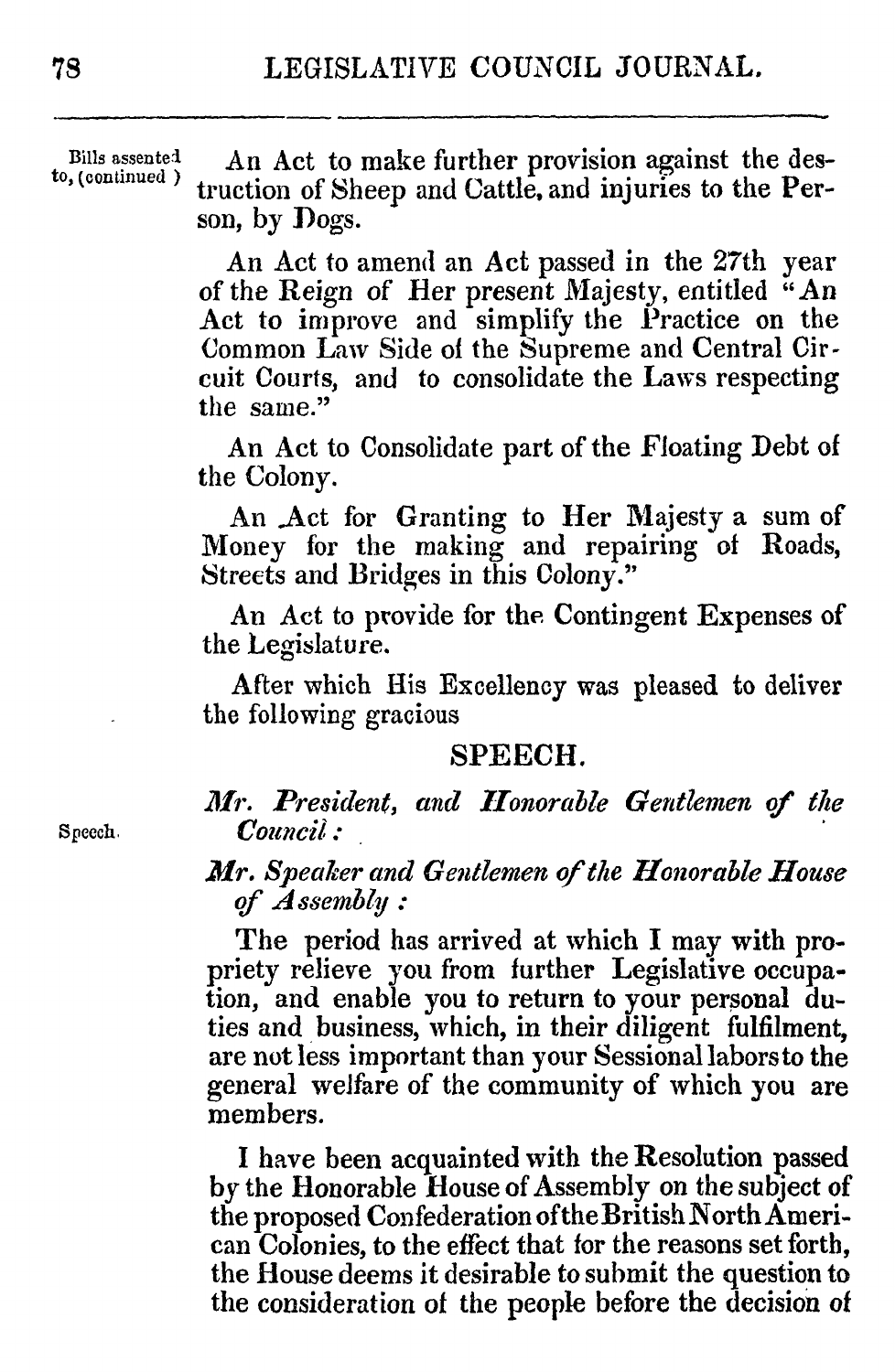Bills assented to, (continued)

An Act to make further provision against the destruction of Sheep and Cattle, and injuries to the Person, by Dogs.

An Act to amend an Act passed in the 27th year of the Reign of Her present Majesty, entitled "An Act to improve and simplify the Practice on the Common Law Side of the Supreme and Central Circuit Courts, and to consolidate the Laws respecting the same."

An Act to Consolidate part of the Floating Debt of the Colony.

An Act for Granting to Her Majesty a sum of Money for the making and repairing of Roads, Streets and Bridges in this Colony."

An Act to provide for the Contingent Expenses of the Legislature.

After which His Excellency was pleased to deliver the following gracious

## SPEECH.

Speech.

***Mr. President, and Honorable Gentlemen of the Council:***

***Mr. Speaker and Gentlemen of the Honorable House of Assembly:***

The period has arrived at which I may with propriety relieve you from further Legislative occupation, and enable you to return to your personal duties and business, which, in their diligent fulfilment, are not less important than your Sessional labors to the general welfare of the community of which you are members.

I have been acquainted with the Resolution passed by the Honorable House of Assembly on the subject of the proposed Confederation of the British North American Colonies, to the effect that for the reasons set forth, the House deems it desirable to submit the question to the consideration of the people before the decision of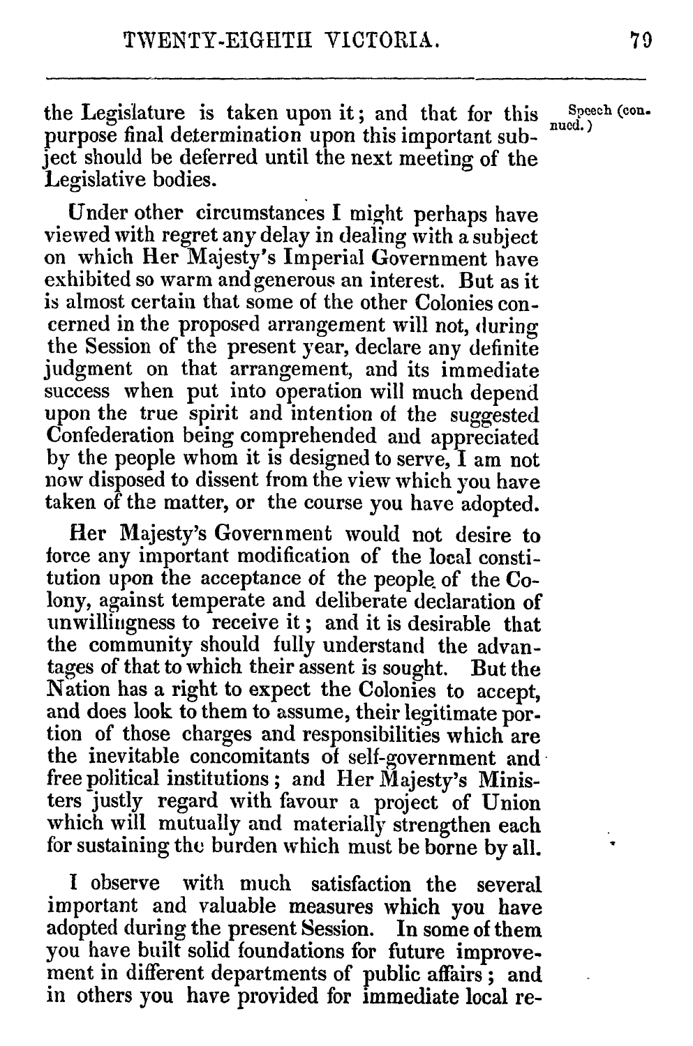the Legislature is taken upon it; and that for this purpose final determination upon this important subject should be deferred until the next meeting of the Legislative bodies.

Speech (continued.)

Under other circumstances I might perhaps have viewed with regret any delay in dealing with a subject on which Her Majesty's Imperial Government have exhibited so warm and generous an interest. But as it is almost certain that some of the other Colonies concerned in the proposed arrangement will not, during the Session of the present year, declare any definite judgment on that arrangement, and its immediate success when put into operation will much depend upon the true spirit and intention of the suggested Confederation being comprehended and appreciated by the people whom it is designed to serve, I am not now disposed to dissent from the view which you have taken of the matter, or the course you have adopted.

Her Majesty's Government would not desire to force any important modification of the local constitution upon the acceptance of the people of the Colony, against temperate and deliberate declaration of unwillingness to receive it; and it is desirable that the community should fully understand the advantages of that to which their assent is sought. But the Nation has a right to expect the Colonies to accept, and does look to them to assume, their legitimate portion of those charges and responsibilities which are the inevitable concomitants of self-government and free political institutions; and Her Majesty's Ministers justly regard with favour a project of Union which will mutually and materially strengthen each for sustaining the burden which must be borne by all.

I observe with much satisfaction the several important and valuable measures which you have adopted during the present Session. In some of them you have built solid foundations for future improvement in different departments of public affairs; and in others you have provided for immediate local re-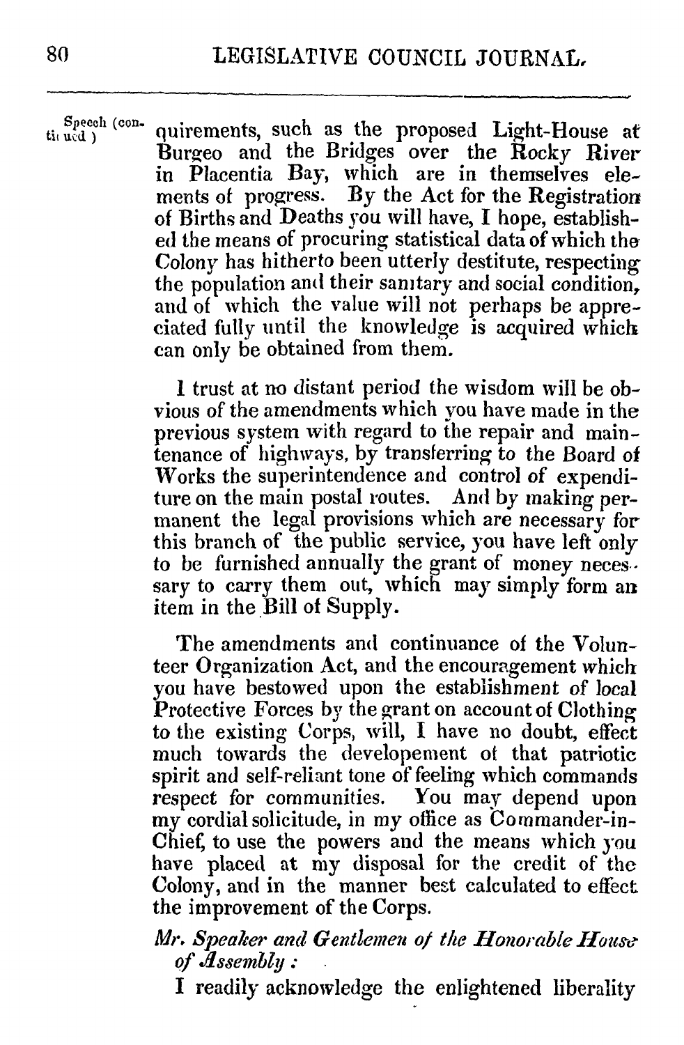Speech (continued)

quirements, such as the proposed Light-House at Burgeo and the Bridges over the Rocky River in Placentia Bay, which are in themselves elements of progress. By the Act for the Registration of Births and Deaths you will have, I hope, established the means of procuring statistical data of which the Colony has hitherto been utterly destitute, respecting the population and their sanitary and social condition, and of which the value will not perhaps be appreciated fully until the knowledge is acquired which can only be obtained from them.

I trust at no distant period the wisdom will be obvious of the amendments which you have made in the previous system with regard to the repair and maintenance of highways, by transferring to the Board of Works the superintendence and control of expenditure on the main postal routes. And by making permanent the legal provisions which are necessary for this branch of the public service, you have left only to be furnished annually the grant of money necessary to carry them out, which may simply form an item in the Bill of Supply.

The amendments and continuance of the Volunteer Organization Act, and the encouragement which you have bestowed upon the establishment of local Protective Forces by the grant on account of Clothing to the existing Corps, will, I have no doubt, effect much towards the developement of that patriotic spirit and self-reliant tone of feeling which commands respect for communities. You may depend upon my cordial solicitude, in my office as Commander-in-Chief, to use the powers and the means which you have placed at my disposal for the credit of the Colony, and in the manner best calculated to effect the improvement of the Corps.

*Mr. Speaker and Gentlemen of the Honorable House of Assembly:*

I readily acknowledge the enlightened liberality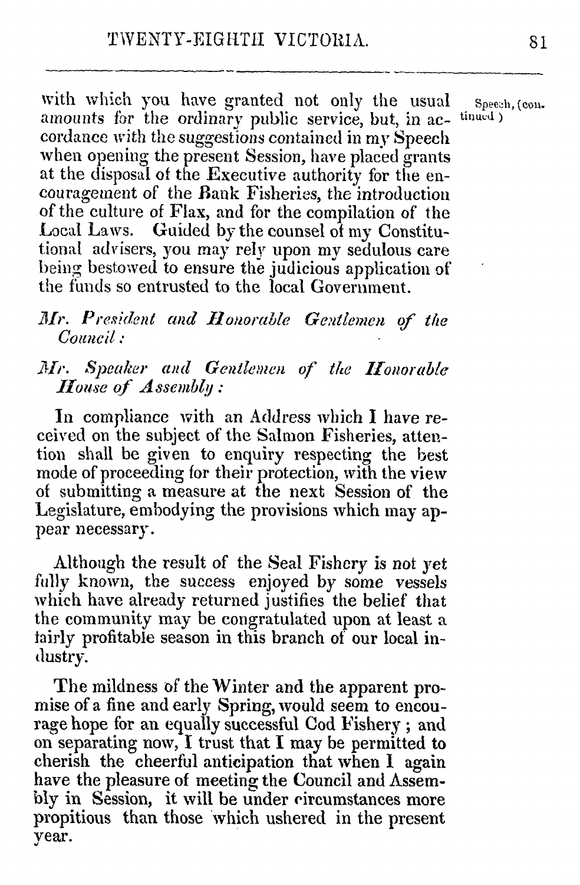with which you have granted not only the usual amounts for the ordinary public service, but, in accordance with the suggestions contained in my Speech when opening the present Session, have placed grants at the disposal of the Executive authority for the encouragement of the Bank Fisheries, the introduction of the culture of Flax, and for the compilation of the Local Laws. Guided by the counsel of my Constitutional advisers, you may rely upon my sedulous care being bestowed to ensure the judicious application of the funds so entrusted to the local Government.

Speech, (continued)

*Mr. President and Honorable Gentlemen of the Council:*

*Mr. Speaker and Gentlemen of the Honorable House of Assembly:*

In compliance with an Address which I have received on the subject of the Salmon Fisheries, attention shall be given to enquiry respecting the best mode of proceeding for their protection, with the view of submitting a measure at the next Session of the Legislature, embodying the provisions which may appear necessary.

Although the result of the Seal Fishery is not yet fully known, the success enjoyed by some vessels which have already returned justifies the belief that the community may be congratulated upon at least a fairly profitable season in this branch of our local industry.

The mildness of the Winter and the apparent promise of a fine and early Spring, would seem to encourage hope for an equally successful Cod Fishery; and on separating now, I trust that I may be permitted to cherish the cheerful anticipation that when I again have the pleasure of meeting the Council and Assembly in Session, it will be under circumstances more propitious than those which ushered in the present year.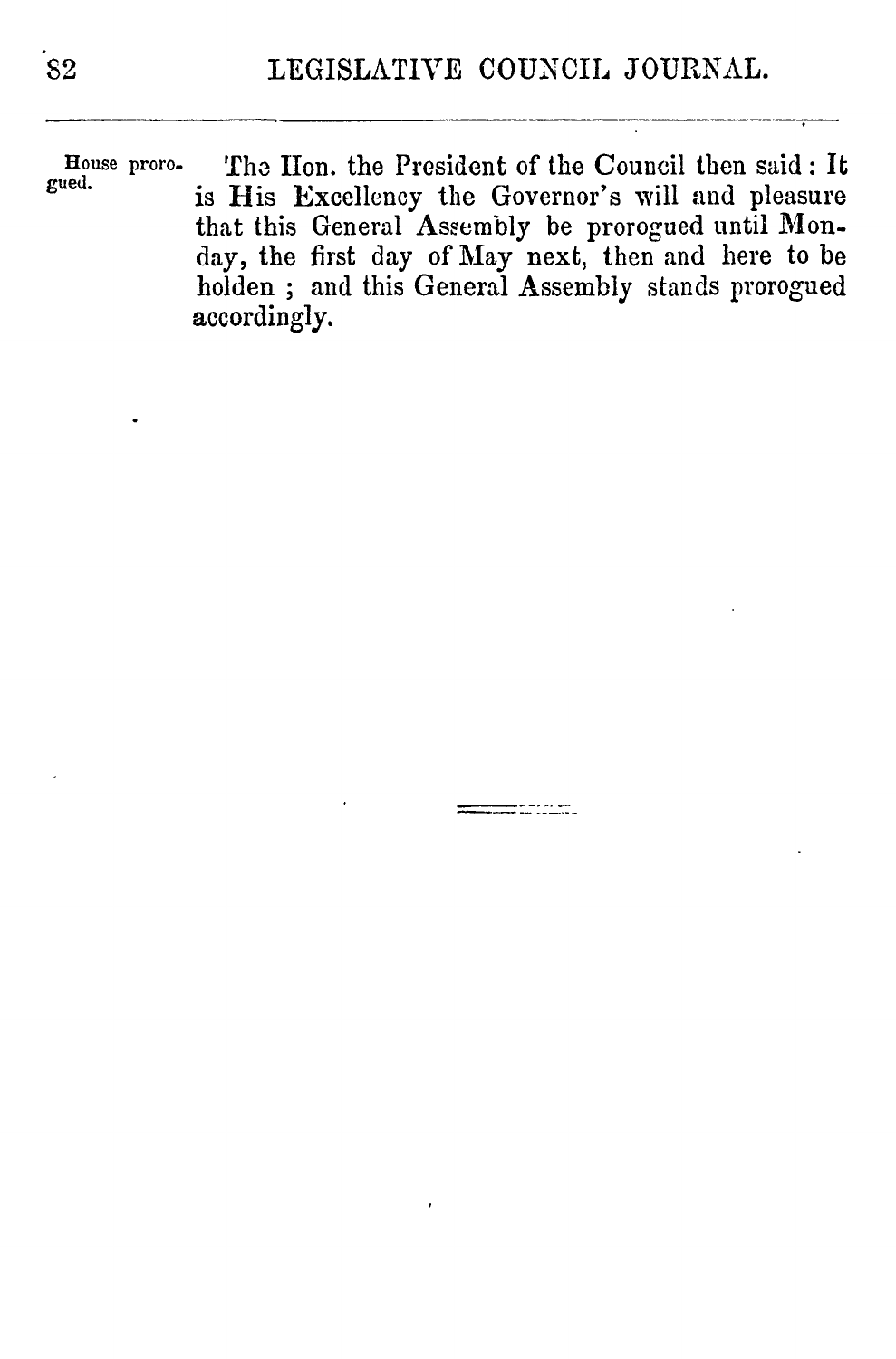House prorogued.

The Hon. the President of the Council then said: It is His Excellency the Governor's will and pleasure that this General Assembly be prorogued until Monday, the first day of May next, then and here to be holden ; and this General Assembly stands prorogued accordingly.